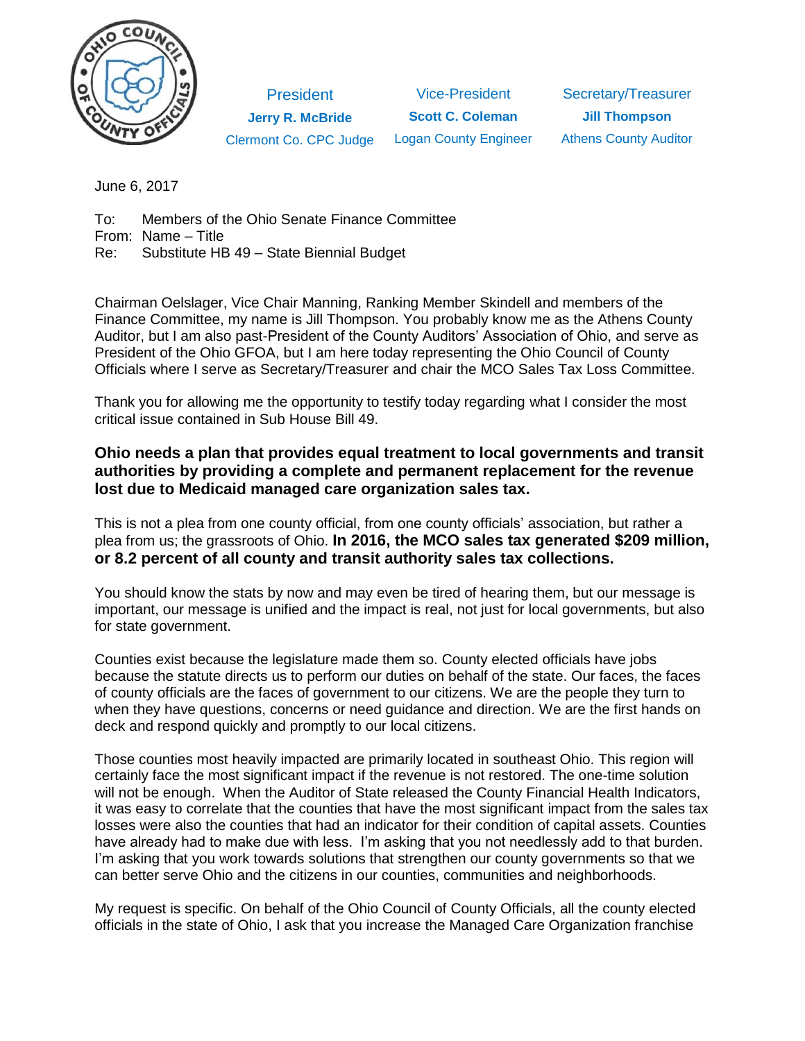| President | Vice-President | Secretary/Treasurer |
| --- | --- | --- |
| **Jerry R. McBride** | **Scott C. Coleman** | **Jill Thompson** |
| Clermont Co. CPC Judge | Logan County Engineer | Athens County Auditor |

June 6, 2017

To: Members of the Ohio Senate Finance Committee
From: Name – Title
Re: Substitute HB 49 – State Biennial Budget

Chairman Oelslager, Vice Chair Manning, Ranking Member Skindell and members of the Finance Committee, my name is Jill Thompson. You probably know me as the Athens County Auditor, but I am also past-President of the County Auditors' Association of Ohio, and serve as President of the Ohio GFOA, but I am here today representing the Ohio Council of County Officials where I serve as Secretary/Treasurer and chair the MCO Sales Tax Loss Committee.

Thank you for allowing me the opportunity to testify today regarding what I consider the most critical issue contained in Sub House Bill 49.

**Ohio needs a plan that provides equal treatment to local governments and transit authorities by providing a complete and permanent replacement for the revenue lost due to Medicaid managed care organization sales tax.**

This is not a plea from one county official, from one county officials' association, but rather a plea from us; the grassroots of Ohio. **In 2016, the MCO sales tax generated $209 million, or 8.2 percent of all county and transit authority sales tax collections.**

You should know the stats by now and may even be tired of hearing them, but our message is important, our message is unified and the impact is real, not just for local governments, but also for state government.

Counties exist because the legislature made them so. County elected officials have jobs because the statute directs us to perform our duties on behalf of the state. Our faces, the faces of county officials are the faces of government to our citizens. We are the people they turn to when they have questions, concerns or need guidance and direction. We are the first hands on deck and respond quickly and promptly to our local citizens.

Those counties most heavily impacted are primarily located in southeast Ohio. This region will certainly face the most significant impact if the revenue is not restored. The one-time solution will not be enough. When the Auditor of State released the County Financial Health Indicators, it was easy to correlate that the counties that have the most significant impact from the sales tax losses were also the counties that had an indicator for their condition of capital assets. Counties have already had to make due with less. I'm asking that you not needlessly add to that burden. I'm asking that you work towards solutions that strengthen our county governments so that we can better serve Ohio and the citizens in our counties, communities and neighborhoods.

My request is specific. On behalf of the Ohio Council of County Officials, all the county elected officials in the state of Ohio, I ask that you increase the Managed Care Organization franchise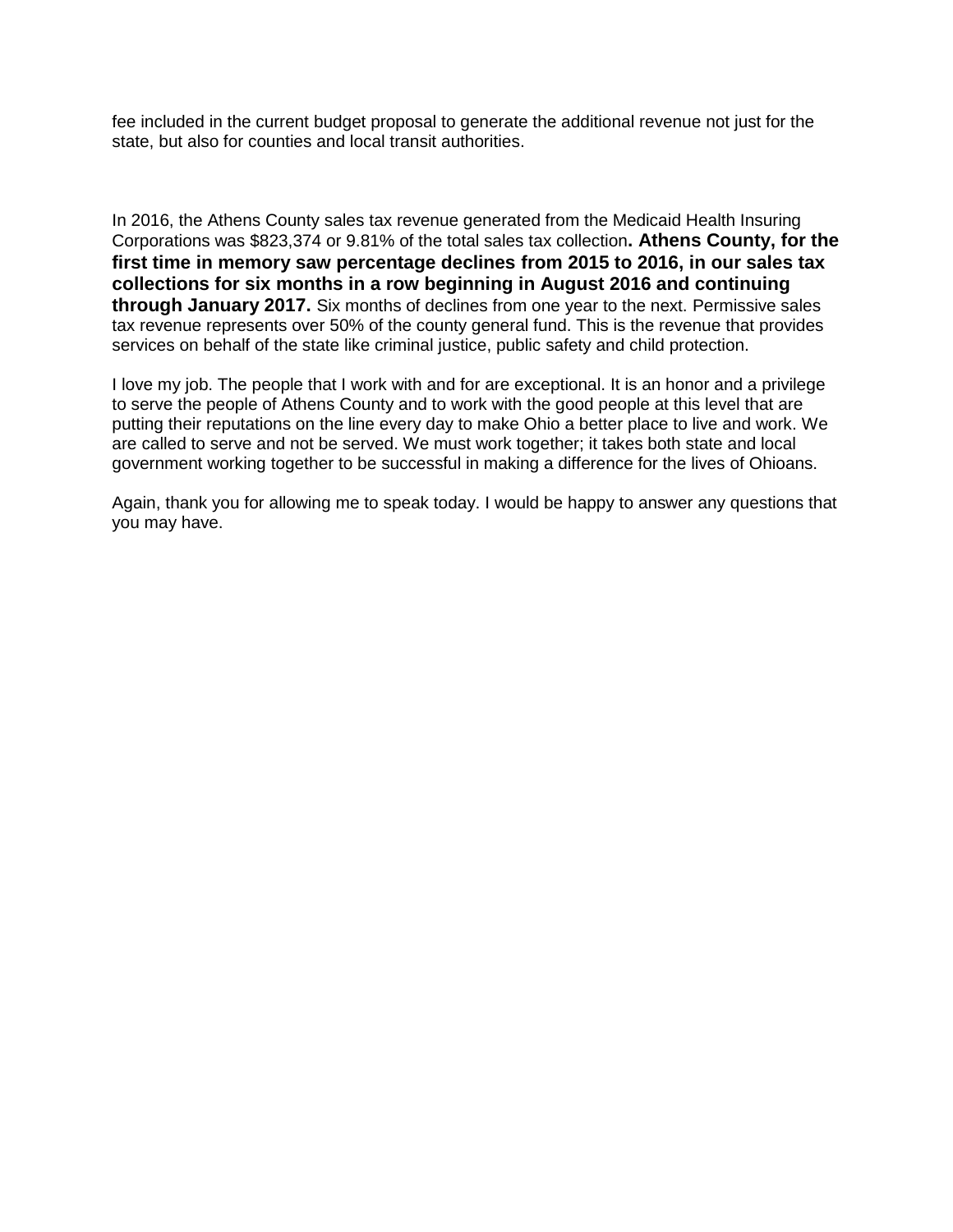fee included in the current budget proposal to generate the additional revenue not just for the state, but also for counties and local transit authorities.

In 2016, the Athens County sales tax revenue generated from the Medicaid Health Insuring Corporations was $823,374 or 9.81% of the total sales tax collection**. Athens County, for the first time in memory saw percentage declines from 2015 to 2016, in our sales tax collections for six months in a row beginning in August 2016 and continuing through January 2017.** Six months of declines from one year to the next. Permissive sales tax revenue represents over 50% of the county general fund. This is the revenue that provides services on behalf of the state like criminal justice, public safety and child protection.

I love my job. The people that I work with and for are exceptional. It is an honor and a privilege to serve the people of Athens County and to work with the good people at this level that are putting their reputations on the line every day to make Ohio a better place to live and work. We are called to serve and not be served. We must work together; it takes both state and local government working together to be successful in making a difference for the lives of Ohioans.

Again, thank you for allowing me to speak today. I would be happy to answer any questions that you may have.